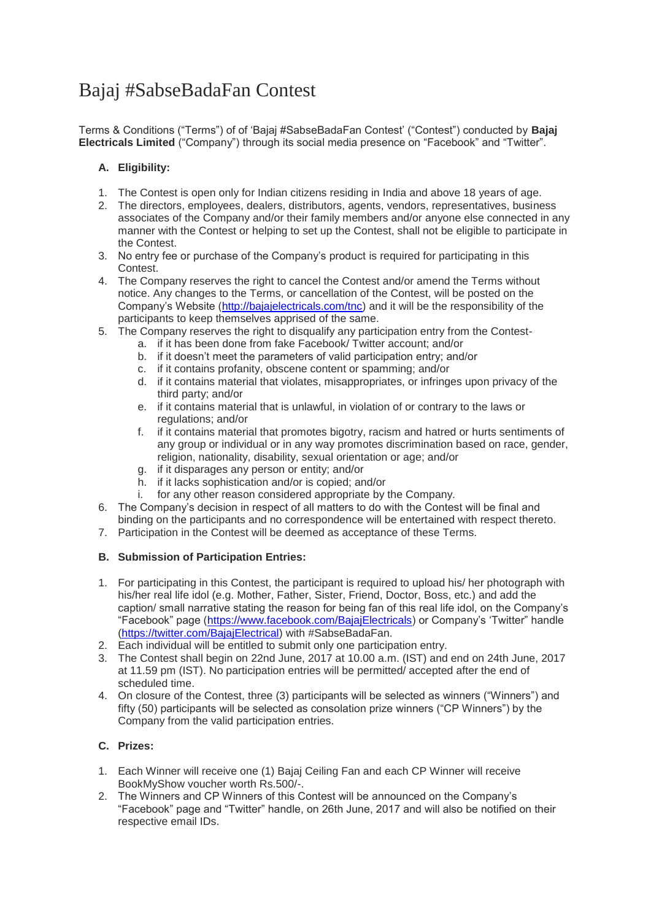# Bajaj #SabseBadaFan Contest

Terms & Conditions ("Terms") of of 'Bajaj #SabseBadaFan Contest' ("Contest") conducted by **Bajaj Electricals Limited** ("Company") through its social media presence on "Facebook" and "Twitter".

## A. Eligibility:

1. The Contest is open only for Indian citizens residing in India and above 18 years of age.
2. The directors, employees, dealers, distributors, agents, vendors, representatives, business associates of the Company and/or their family members and/or anyone else connected in any manner with the Contest or helping to set up the Contest, shall not be eligible to participate in the Contest.
3. No entry fee or purchase of the Company's product is required for participating in this Contest.
4. The Company reserves the right to cancel the Contest and/or amend the Terms without notice. Any changes to the Terms, or cancellation of the Contest, will be posted on the Company's Website (http://bajajelectricals.com/tnc) and it will be the responsibility of the participants to keep themselves apprised of the same.
5. The Company reserves the right to disqualify any participation entry from the Contest-
    a. if it has been done from fake Facebook/ Twitter account; and/or
    b. if it doesn't meet the parameters of valid participation entry; and/or
    c. if it contains profanity, obscene content or spamming; and/or
    d. if it contains material that violates, misappropriates, or infringes upon privacy of the third party; and/or
    e. if it contains material that is unlawful, in violation of or contrary to the laws or regulations; and/or
    f. if it contains material that promotes bigotry, racism and hatred or hurts sentiments of any group or individual or in any way promotes discrimination based on race, gender, religion, nationality, disability, sexual orientation or age; and/or
    g. if it disparages any person or entity; and/or
    h. if it lacks sophistication and/or is copied; and/or
    i. for any other reason considered appropriate by the Company.
6. The Company's decision in respect of all matters to do with the Contest will be final and binding on the participants and no correspondence will be entertained with respect thereto.
7. Participation in the Contest will be deemed as acceptance of these Terms.

## B. Submission of Participation Entries:

1. For participating in this Contest, the participant is required to upload his/ her photograph with his/her real life idol (e.g. Mother, Father, Sister, Friend, Doctor, Boss, etc.) and add the caption/ small narrative stating the reason for being fan of this real life idol, on the Company's "Facebook" page (https://www.facebook.com/BajajElectricals) or Company's 'Twitter" handle (https://twitter.com/BajajElectrical) with #SabseBadaFan.
2. Each individual will be entitled to submit only one participation entry.
3. The Contest shall begin on 22nd June, 2017 at 10.00 a.m. (IST) and end on 24th June, 2017 at 11.59 pm (IST). No participation entries will be permitted/ accepted after the end of scheduled time.
4. On closure of the Contest, three (3) participants will be selected as winners ("Winners") and fifty (50) participants will be selected as consolation prize winners ("CP Winners") by the Company from the valid participation entries.

## C. Prizes:

1. Each Winner will receive one (1) Bajaj Ceiling Fan and each CP Winner will receive BookMyShow voucher worth Rs.500/-.
2. The Winners and CP Winners of this Contest will be announced on the Company's "Facebook" page and "Twitter" handle, on 26th June, 2017 and will also be notified on their respective email IDs.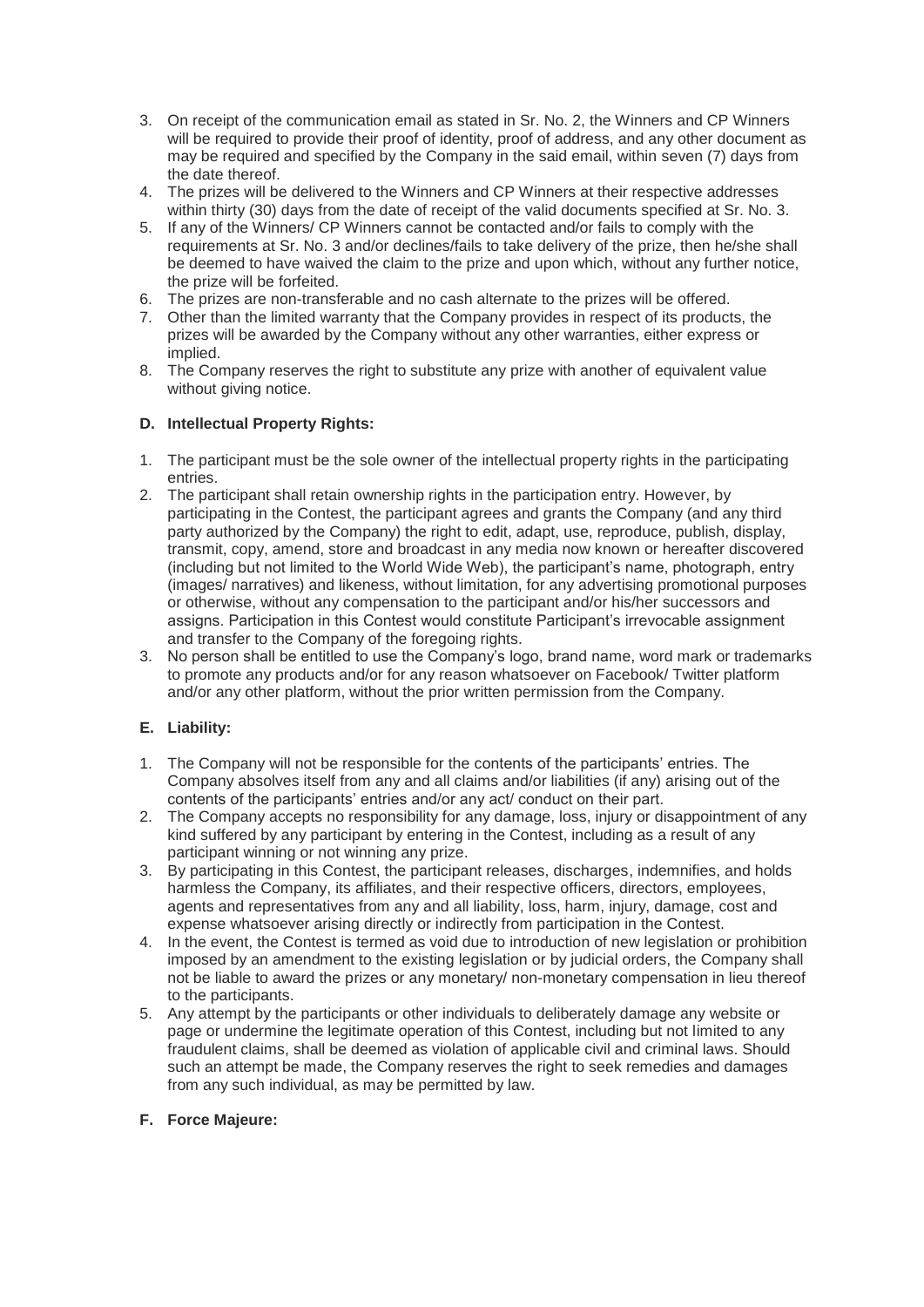3. On receipt of the communication email as stated in Sr. No. 2, the Winners and CP Winners will be required to provide their proof of identity, proof of address, and any other document as may be required and specified by the Company in the said email, within seven (7) days from the date thereof.
4. The prizes will be delivered to the Winners and CP Winners at their respective addresses within thirty (30) days from the date of receipt of the valid documents specified at Sr. No. 3.
5. If any of the Winners/ CP Winners cannot be contacted and/or fails to comply with the requirements at Sr. No. 3 and/or declines/fails to take delivery of the prize, then he/she shall be deemed to have waived the claim to the prize and upon which, without any further notice, the prize will be forfeited.
6. The prizes are non-transferable and no cash alternate to the prizes will be offered.
7. Other than the limited warranty that the Company provides in respect of its products, the prizes will be awarded by the Company without any other warranties, either express or implied.
8. The Company reserves the right to substitute any prize with another of equivalent value without giving notice.

**D. Intellectual Property Rights:**

1. The participant must be the sole owner of the intellectual property rights in the participating entries.
2. The participant shall retain ownership rights in the participation entry. However, by participating in the Contest, the participant agrees and grants the Company (and any third party authorized by the Company) the right to edit, adapt, use, reproduce, publish, display, transmit, copy, amend, store and broadcast in any media now known or hereafter discovered (including but not limited to the World Wide Web), the participant's name, photograph, entry (images/ narratives) and likeness, without limitation, for any advertising promotional purposes or otherwise, without any compensation to the participant and/or his/her successors and assigns. Participation in this Contest would constitute Participant's irrevocable assignment and transfer to the Company of the foregoing rights.
3. No person shall be entitled to use the Company's logo, brand name, word mark or trademarks to promote any products and/or for any reason whatsoever on Facebook/ Twitter platform and/or any other platform, without the prior written permission from the Company.

**E. Liability:**

1. The Company will not be responsible for the contents of the participants' entries. The Company absolves itself from any and all claims and/or liabilities (if any) arising out of the contents of the participants' entries and/or any act/ conduct on their part.
2. The Company accepts no responsibility for any damage, loss, injury or disappointment of any kind suffered by any participant by entering in the Contest, including as a result of any participant winning or not winning any prize.
3. By participating in this Contest, the participant releases, discharges, indemnifies, and holds harmless the Company, its affiliates, and their respective officers, directors, employees, agents and representatives from any and all liability, loss, harm, injury, damage, cost and expense whatsoever arising directly or indirectly from participation in the Contest.
4. In the event, the Contest is termed as void due to introduction of new legislation or prohibition imposed by an amendment to the existing legislation or by judicial orders, the Company shall not be liable to award the prizes or any monetary/ non-monetary compensation in lieu thereof to the participants.
5. Any attempt by the participants or other individuals to deliberately damage any website or page or undermine the legitimate operation of this Contest, including but not limited to any fraudulent claims, shall be deemed as violation of applicable civil and criminal laws. Should such an attempt be made, the Company reserves the right to seek remedies and damages from any such individual, as may be permitted by law.

**F. Force Majeure:**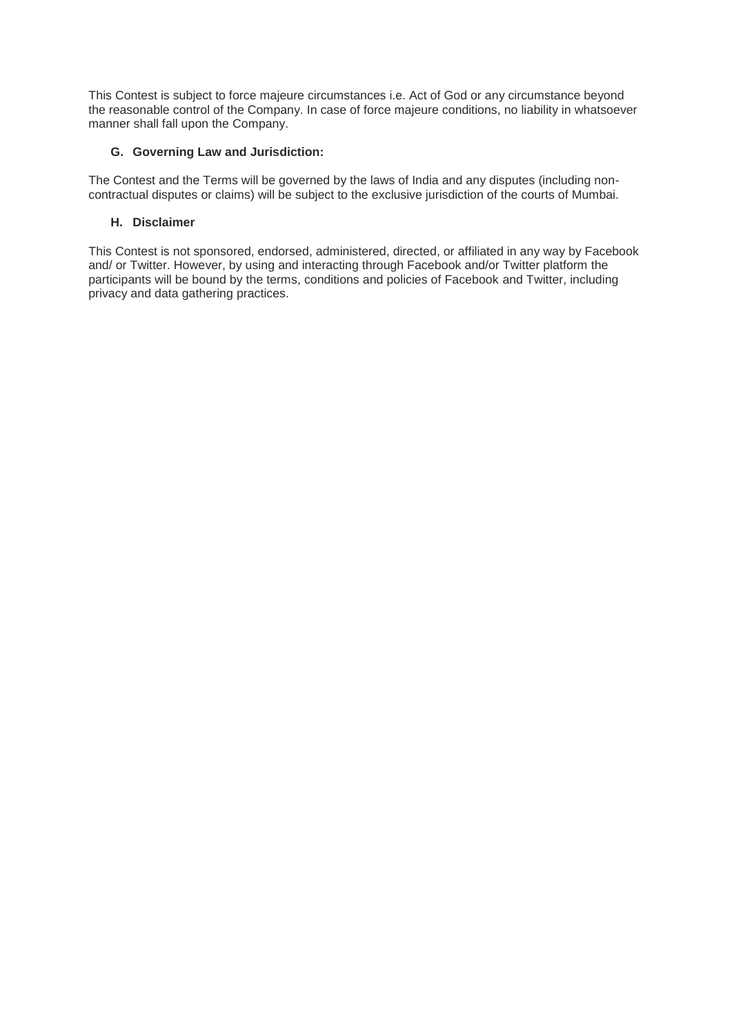This Contest is subject to force majeure circumstances i.e. Act of God or any circumstance beyond the reasonable control of the Company. In case of force majeure conditions, no liability in whatsoever manner shall fall upon the Company.

### G. Governing Law and Jurisdiction:

The Contest and the Terms will be governed by the laws of India and any disputes (including non-contractual disputes or claims) will be subject to the exclusive jurisdiction of the courts of Mumbai.

### H. Disclaimer

This Contest is not sponsored, endorsed, administered, directed, or affiliated in any way by Facebook and/ or Twitter. However, by using and interacting through Facebook and/or Twitter platform the participants will be bound by the terms, conditions and policies of Facebook and Twitter, including privacy and data gathering practices.